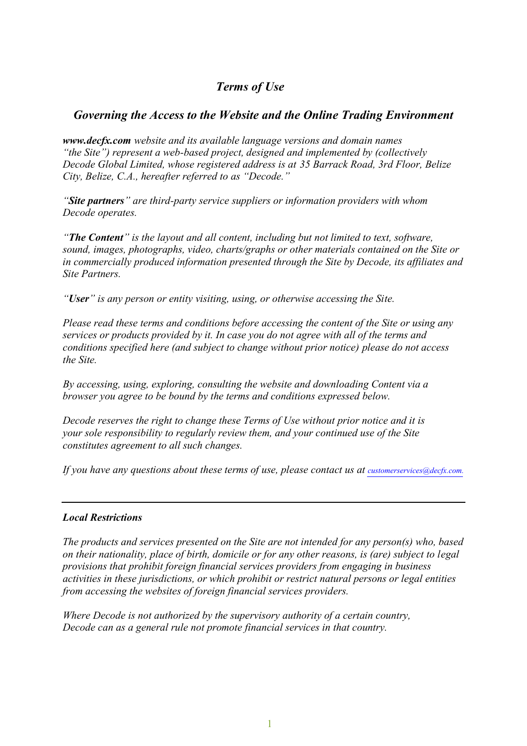# *Terms of Use*

## *Governing the Access to the Website and the Online Trading Environment*

***www.decfx.com*** *website and its available language versions and domain names "the Site") represent a web-based project, designed and implemented by (collectively Decode Global Limited, whose registered address is at 35 Barrack Road, 3rd Floor, Belize City, Belize, C.A., hereafter referred to as "Decode."*

*"**Site partners**" are third-party service suppliers or information providers with whom Decode operates.*

*"**The Content**" is the layout and all content, including but not limited to text, software, sound, images, photographs, video, charts/graphs or other materials contained on the Site or in commercially produced information presented through the Site by Decode, its affiliates and Site Partners.*

*"**User**" is any person or entity visiting, using, or otherwise accessing the Site.*

*Please read these terms and conditions before accessing the content of the Site or using any services or products provided by it. In case you do not agree with all of the terms and conditions specified here (and subject to change without prior notice) please do not access the Site.*

*By accessing, using, exploring, consulting the website and downloading Content via a browser you agree to be bound by the terms and conditions expressed below.*

*Decode reserves the right to change these Terms of Use without prior notice and it is your sole responsibility to regularly review them, and your continued use of the Site constitutes agreement to all such changes.*

*If you have any questions about these terms of use, please contact us at customerservices@decfx.com.*

---

***Local Restrictions***

*The products and services presented on the Site are not intended for any person(s) who, based on their nationality, place of birth, domicile or for any other reasons, is (are) subject to legal provisions that prohibit foreign financial services providers from engaging in business activities in these jurisdictions, or which prohibit or restrict natural persons or legal entities from accessing the websites of foreign financial services providers.*

*Where Decode is not authorized by the supervisory authority of a certain country, Decode can as a general rule not promote financial services in that country.*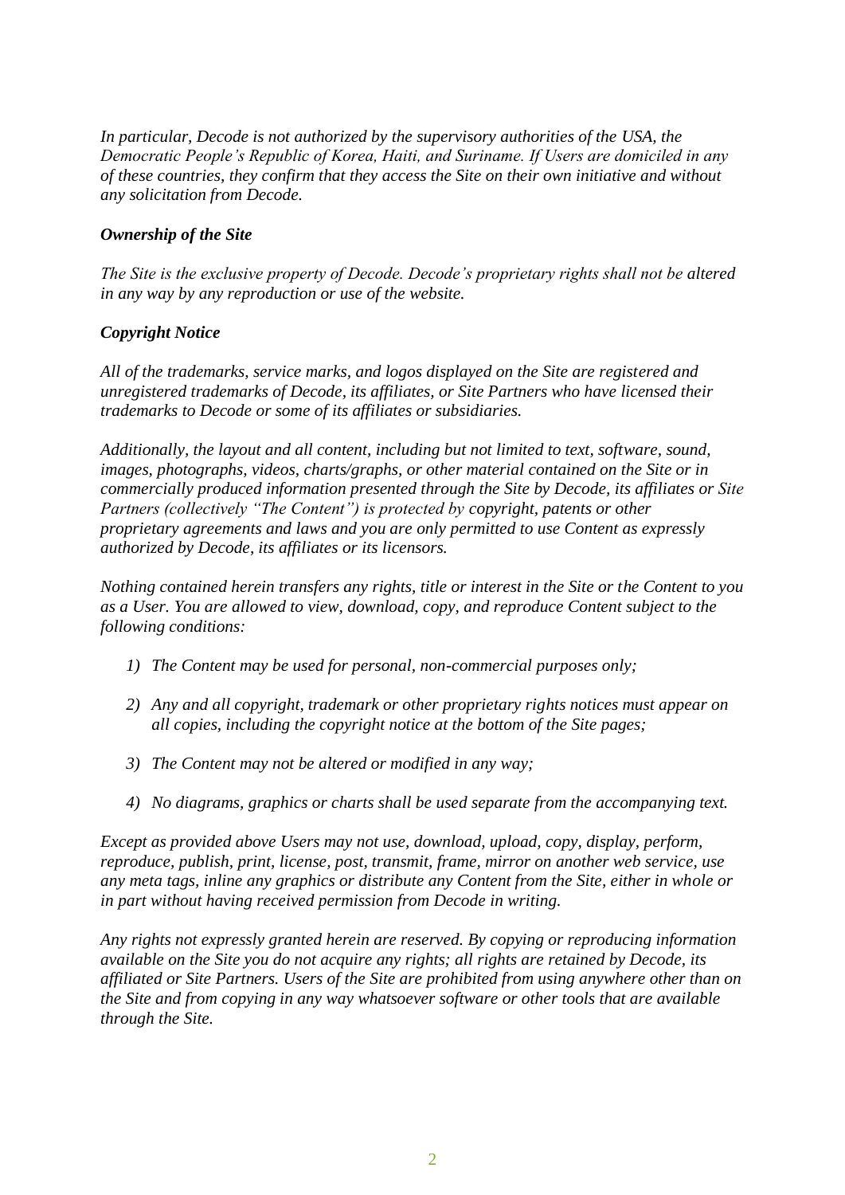*In particular, Decode is not authorized by the supervisory authorities of the USA, the Democratic People's Republic of Korea, Haiti, and Suriname. If Users are domiciled in any of these countries, they confirm that they access the Site on their own initiative and without any solicitation from Decode.*

***Ownership of the Site***

*The Site is the exclusive property of Decode. Decode's proprietary rights shall not be altered in any way by any reproduction or use of the website.*

***Copyright Notice***

*All of the trademarks, service marks, and logos displayed on the Site are registered and unregistered trademarks of Decode, its affiliates, or Site Partners who have licensed their trademarks to Decode or some of its affiliates or subsidiaries.*

*Additionally, the layout and all content, including but not limited to text, software, sound, images, photographs, videos, charts/graphs, or other material contained on the Site or in commercially produced information presented through the Site by Decode, its affiliates or Site Partners (collectively "The Content") is protected by copyright, patents or other proprietary agreements and laws and you are only permitted to use Content as expressly authorized by Decode, its affiliates or its licensors.*

*Nothing contained herein transfers any rights, title or interest in the Site or the Content to you as a User. You are allowed to view, download, copy, and reproduce Content subject to the following conditions:*

1) *The Content may be used for personal, non-commercial purposes only;*

2) *Any and all copyright, trademark or other proprietary rights notices must appear on all copies, including the copyright notice at the bottom of the Site pages;*

3) *The Content may not be altered or modified in any way;*

4) *No diagrams, graphics or charts shall be used separate from the accompanying text.*

*Except as provided above Users may not use, download, upload, copy, display, perform, reproduce, publish, print, license, post, transmit, frame, mirror on another web service, use any meta tags, inline any graphics or distribute any Content from the Site, either in whole or in part without having received permission from Decode in writing.*

*Any rights not expressly granted herein are reserved. By copying or reproducing information available on the Site you do not acquire any rights; all rights are retained by Decode, its affiliated or Site Partners. Users of the Site are prohibited from using anywhere other than on the Site and from copying in any way whatsoever software or other tools that are available through the Site.*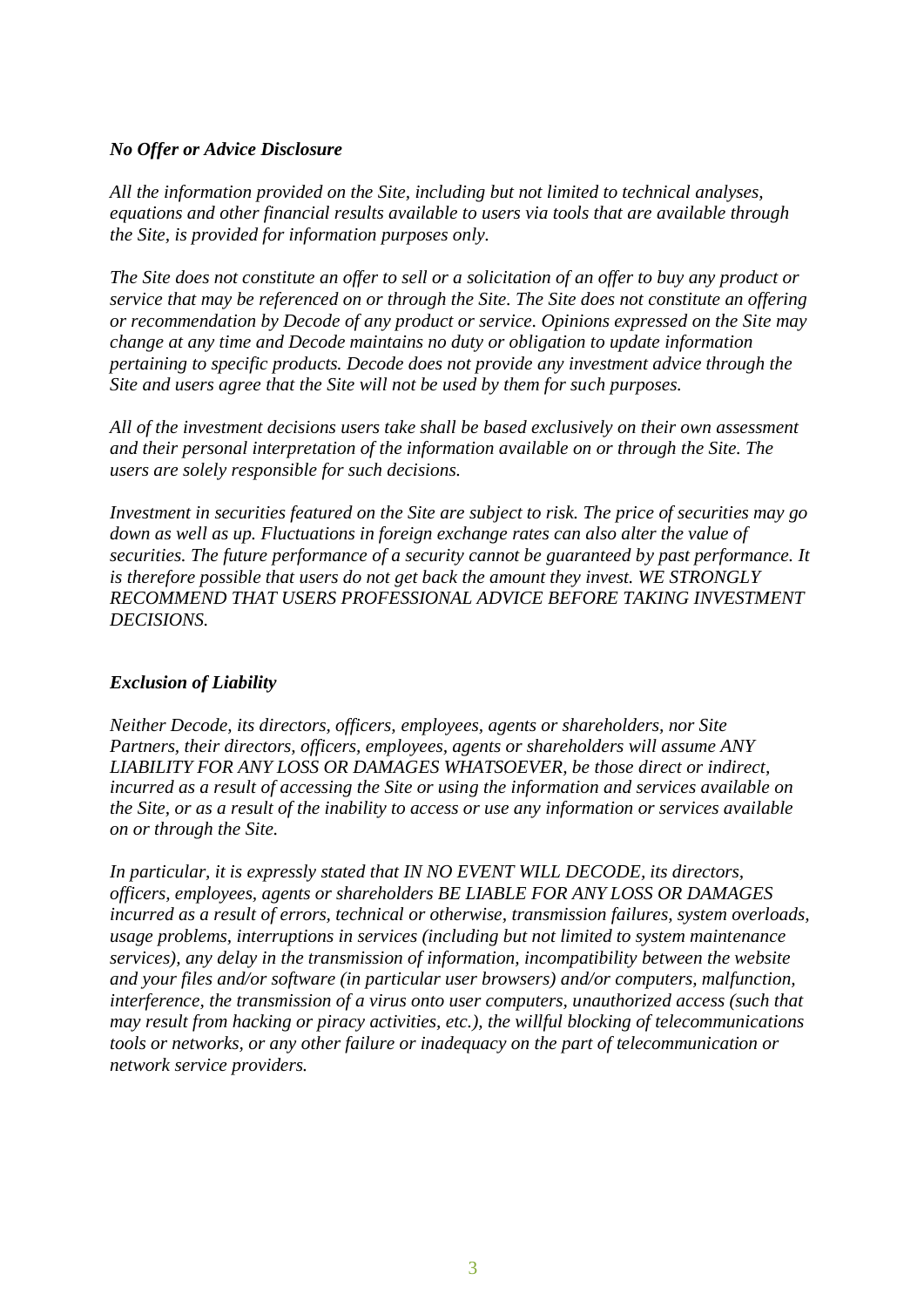***No Offer or Advice Disclosure***

*All the information provided on the Site, including but not limited to technical analyses, equations and other financial results available to users via tools that are available through the Site, is provided for information purposes only.*

*The Site does not constitute an offer to sell or a solicitation of an offer to buy any product or service that may be referenced on or through the Site. The Site does not constitute an offering or recommendation by Decode of any product or service. Opinions expressed on the Site may change at any time and Decode maintains no duty or obligation to update information pertaining to specific products. Decode does not provide any investment advice through the Site and users agree that the Site will not be used by them for such purposes.*

*All of the investment decisions users take shall be based exclusively on their own assessment and their personal interpretation of the information available on or through the Site. The users are solely responsible for such decisions.*

*Investment in securities featured on the Site are subject to risk. The price of securities may go down as well as up. Fluctuations in foreign exchange rates can also alter the value of securities. The future performance of a security cannot be guaranteed by past performance. It is therefore possible that users do not get back the amount they invest. WE STRONGLY RECOMMEND THAT USERS PROFESSIONAL ADVICE BEFORE TAKING INVESTMENT DECISIONS.*

***Exclusion of Liability***

*Neither Decode, its directors, officers, employees, agents or shareholders, nor Site Partners, their directors, officers, employees, agents or shareholders will assume ANY LIABILITY FOR ANY LOSS OR DAMAGES WHATSOEVER, be those direct or indirect, incurred as a result of accessing the Site or using the information and services available on the Site, or as a result of the inability to access or use any information or services available on or through the Site.*

*In particular, it is expressly stated that IN NO EVENT WILL DECODE, its directors, officers, employees, agents or shareholders BE LIABLE FOR ANY LOSS OR DAMAGES incurred as a result of errors, technical or otherwise, transmission failures, system overloads, usage problems, interruptions in services (including but not limited to system maintenance services), any delay in the transmission of information, incompatibility between the website and your files and/or software (in particular user browsers) and/or computers, malfunction, interference, the transmission of a virus onto user computers, unauthorized access (such that may result from hacking or piracy activities, etc.), the willful blocking of telecommunications tools or networks, or any other failure or inadequacy on the part of telecommunication or network service providers.*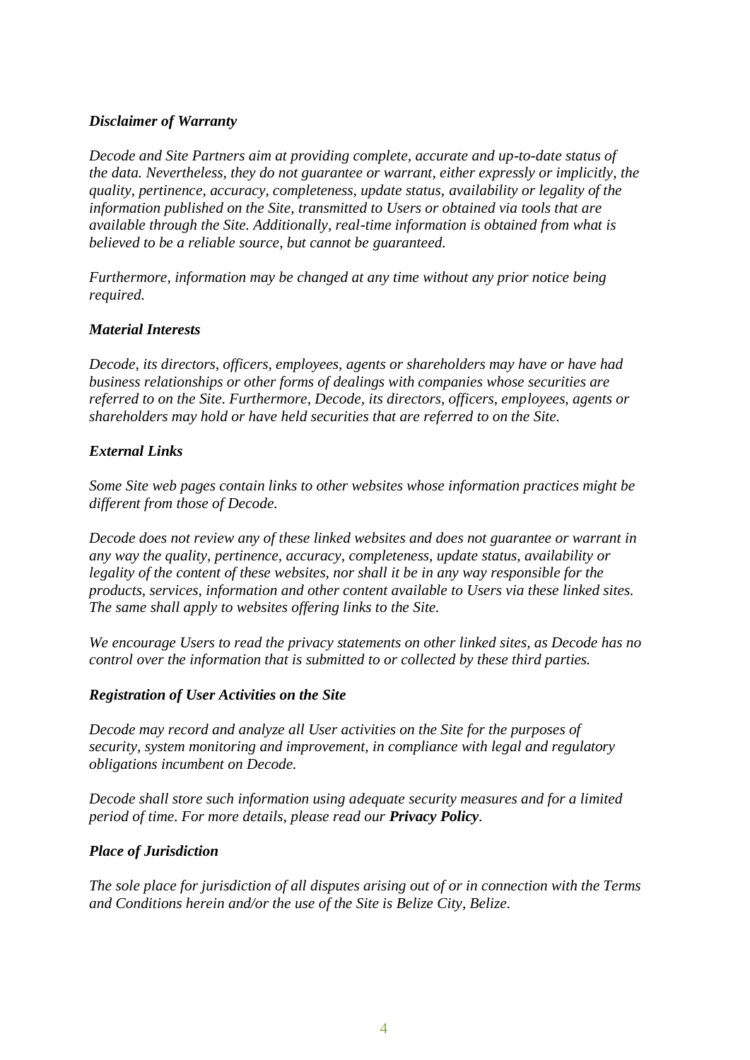### *Disclaimer of Warranty*

*Decode and Site Partners aim at providing complete, accurate and up-to-date status of the data. Nevertheless, they do not guarantee or warrant, either expressly or implicitly, the quality, pertinence, accuracy, completeness, update status, availability or legality of the information published on the Site, transmitted to Users or obtained via tools that are available through the Site. Additionally, real-time information is obtained from what is believed to be a reliable source, but cannot be guaranteed.*

*Furthermore, information may be changed at any time without any prior notice being required.*

### *Material Interests*

*Decode, its directors, officers, employees, agents or shareholders may have or have had business relationships or other forms of dealings with companies whose securities are referred to on the Site. Furthermore, Decode, its directors, officers, employees, agents or shareholders may hold or have held securities that are referred to on the Site.*

### *External Links*

*Some Site web pages contain links to other websites whose information practices might be different from those of Decode.*

*Decode does not review any of these linked websites and does not guarantee or warrant in any way the quality, pertinence, accuracy, completeness, update status, availability or legality of the content of these websites, nor shall it be in any way responsible for the products, services, information and other content available to Users via these linked sites. The same shall apply to websites offering links to the Site.*

*We encourage Users to read the privacy statements on other linked sites, as Decode has no control over the information that is submitted to or collected by these third parties.*

### *Registration of User Activities on the Site*

*Decode may record and analyze all User activities on the Site for the purposes of security, system monitoring and improvement, in compliance with legal and regulatory obligations incumbent on Decode.*

*Decode shall store such information using adequate security measures and for a limited period of time. For more details, please read our **Privacy Policy**.*

### *Place of Jurisdiction*

*The sole place for jurisdiction of all disputes arising out of or in connection with the Terms and Conditions herein and/or the use of the Site is Belize City, Belize.*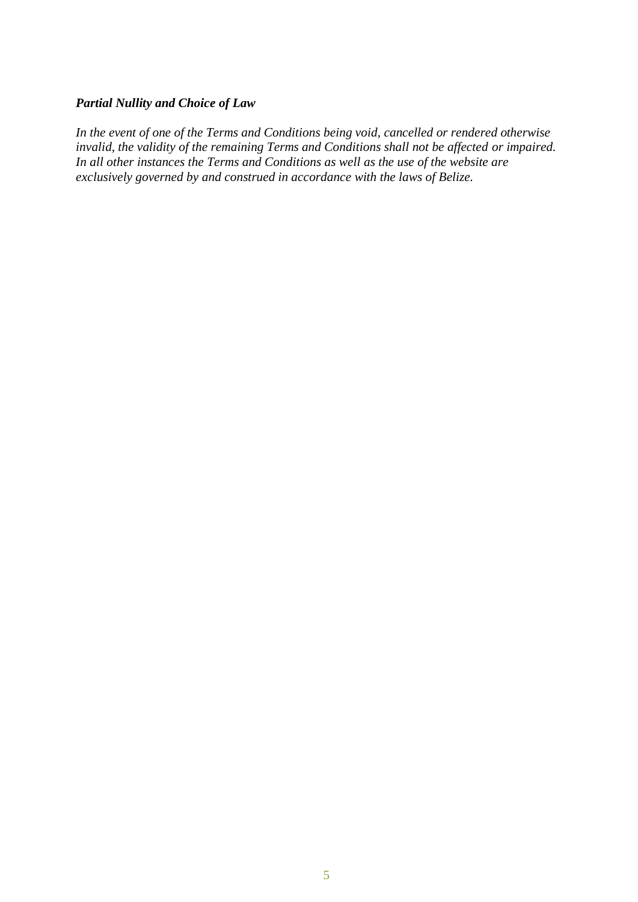***Partial Nullity and Choice of Law***

*In the event of one of the Terms and Conditions being void, cancelled or rendered otherwise invalid, the validity of the remaining Terms and Conditions shall not be affected or impaired. In all other instances the Terms and Conditions as well as the use of the website are exclusively governed by and construed in accordance with the laws of Belize.*